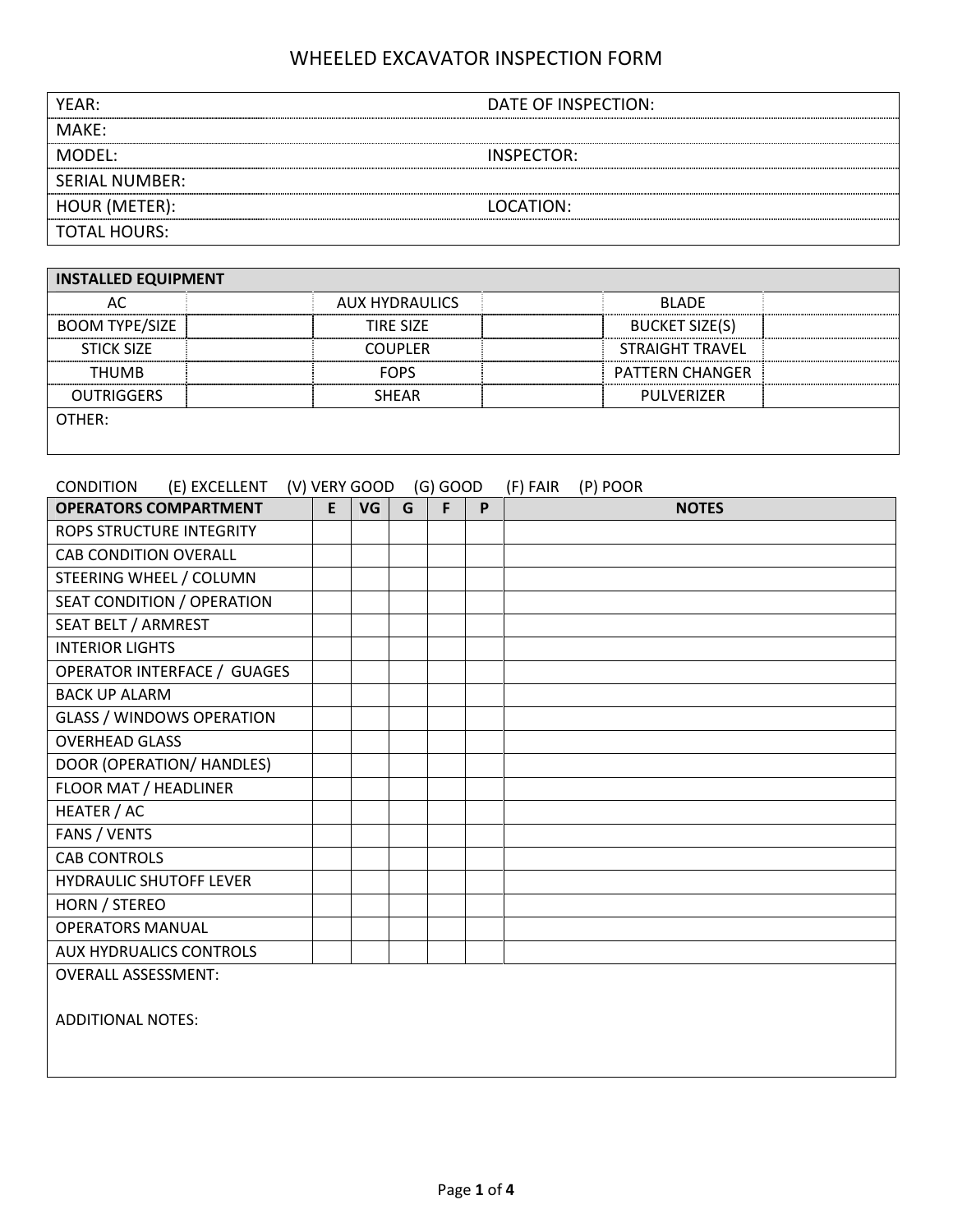# WHEELED EXCAVATOR INSPECTION FORM

| | |
|---|---|
| YEAR: | DATE OF INSPECTION: |
| MAKE: | |
| MODEL: | INSPECTOR: |
| SERIAL NUMBER: | |
| HOUR (METER): | LOCATION: |
| TOTAL HOURS: | |

| INSTALLED EQUIPMENT | | | | | |
|---|---|---|---|---|---|
| AC | | AUX HYDRAULICS | | BLADE | |
| BOOM TYPE/SIZE | | TIRE SIZE | | BUCKET SIZE(S) | |
| STICK SIZE | | COUPLER | | STRAIGHT TRAVEL | |
| THUMB | | FOPS | | PATTERN CHANGER | |
| OUTRIGGERS | | SHEAR | | PULVERIZER | |
| OTHER: | | | | | |

CONDITION (E) EXCELLENT (V) VERY GOOD (G) GOOD (F) FAIR (P) POOR

| OPERATORS COMPARTMENT | E | VG | G | F | P | NOTES |
|---|---|---|---|---|---|---|
| ROPS STRUCTURE INTEGRITY | | | | | | |
| CAB CONDITION OVERALL | | | | | | |
| STEERING WHEEL / COLUMN | | | | | | |
| SEAT CONDITION / OPERATION | | | | | | |
| SEAT BELT / ARMREST | | | | | | |
| INTERIOR LIGHTS | | | | | | |
| OPERATOR INTERFACE / GUAGES | | | | | | |
| BACK UP ALARM | | | | | | |
| GLASS / WINDOWS OPERATION | | | | | | |
| OVERHEAD GLASS | | | | | | |
| DOOR (OPERATION/ HANDLES) | | | | | | |
| FLOOR MAT / HEADLINER | | | | | | |
| HEATER / AC | | | | | | |
| FANS / VENTS | | | | | | |
| CAB CONTROLS | | | | | | |
| HYDRAULIC SHUTOFF LEVER | | | | | | |
| HORN / STEREO | | | | | | |
| OPERATORS MANUAL | | | | | | |
| AUX HYDRUALICS CONTROLS | | | | | | |

OVERALL ASSESSMENT:

ADDITIONAL NOTES: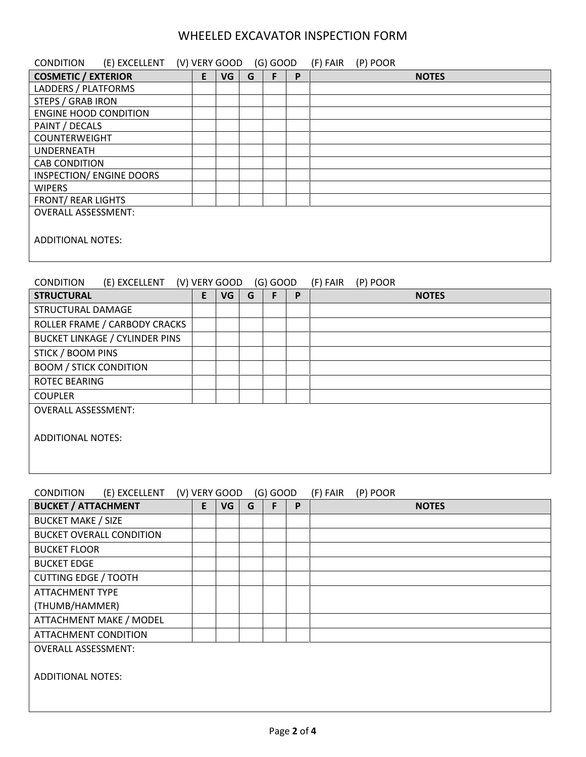# WHEELED EXCAVATOR INSPECTION FORM

CONDITION (E) EXCELLENT (V) VERY GOOD (G) GOOD (F) FAIR (P) POOR

| COSMETIC / EXTERIOR | E | VG | G | F | P | NOTES |
|---|---|---|---|---|---|---|
| LADDERS / PLATFORMS | | | | | | |
| STEPS / GRAB IRON | | | | | | |
| ENGINE HOOD CONDITION | | | | | | |
| PAINT / DECALS | | | | | | |
| COUNTERWEIGHT | | | | | | |
| UNDERNEATH | | | | | | |
| CAB CONDITION | | | | | | |
| INSPECTION/ ENGINE DOORS | | | | | | |
| WIPERS | | | | | | |
| FRONT/ REAR LIGHTS | | | | | | |

OVERALL ASSESSMENT:

ADDITIONAL NOTES:

CONDITION (E) EXCELLENT (V) VERY GOOD (G) GOOD (F) FAIR (P) POOR

| STRUCTURAL | E | VG | G | F | P | NOTES |
|---|---|---|---|---|---|---|
| STRUCTURAL DAMAGE | | | | | | |
| ROLLER FRAME / CARBODY CRACKS | | | | | | |
| BUCKET LINKAGE / CYLINDER PINS | | | | | | |
| STICK / BOOM PINS | | | | | | |
| BOOM / STICK CONDITION | | | | | | |
| ROTEC BEARING | | | | | | |
| COUPLER | | | | | | |

OVERALL ASSESSMENT:

ADDITIONAL NOTES:

CONDITION (E) EXCELLENT (V) VERY GOOD (G) GOOD (F) FAIR (P) POOR

| BUCKET / ATTACHMENT | E | VG | G | F | P | NOTES |
|---|---|---|---|---|---|---|
| BUCKET MAKE / SIZE | | | | | | |
| BUCKET OVERALL CONDITION | | | | | | |
| BUCKET FLOOR | | | | | | |
| BUCKET EDGE | | | | | | |
| CUTTING EDGE / TOOTH | | | | | | |
| ATTACHMENT TYPE (THUMB/HAMMER) | | | | | | |
| ATTACHMENT MAKE / MODEL | | | | | | |
| ATTACHMENT CONDITION | | | | | | |

OVERALL ASSESSMENT:

ADDITIONAL NOTES: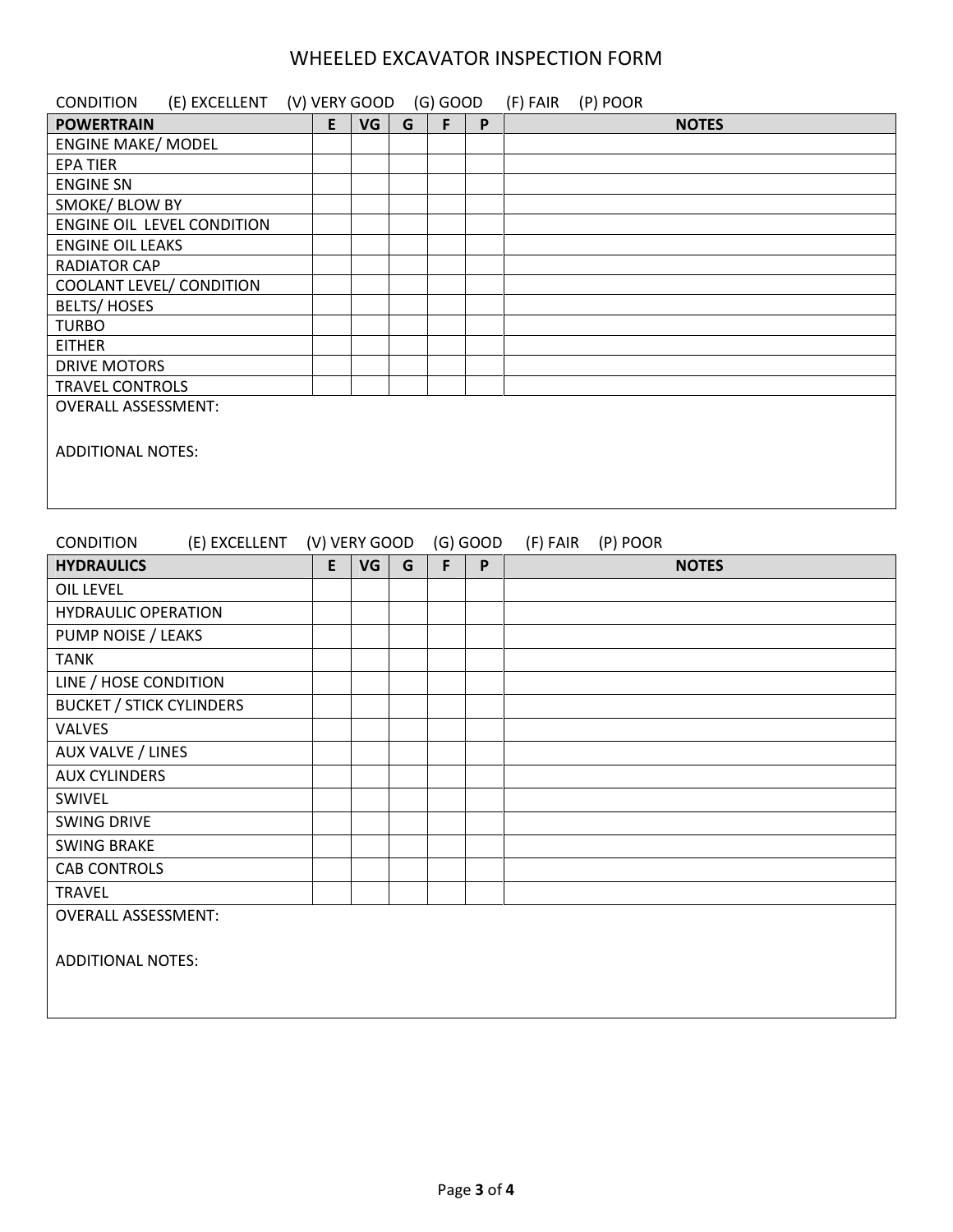# WHEELED EXCAVATOR INSPECTION FORM

CONDITION (E) EXCELLENT (V) VERY GOOD (G) GOOD (F) FAIR (P) POOR

| POWERTRAIN | E | VG | G | F | P | NOTES |
|---|---|---|---|---|---|---|
| ENGINE MAKE/ MODEL | | | | | | |
| EPA TIER | | | | | | |
| ENGINE SN | | | | | | |
| SMOKE/ BLOW BY | | | | | | |
| ENGINE OIL LEVEL CONDITION | | | | | | |
| ENGINE OIL LEAKS | | | | | | |
| RADIATOR CAP | | | | | | |
| COOLANT LEVEL/ CONDITION | | | | | | |
| BELTS/ HOSES | | | | | | |
| TURBO | | | | | | |
| EITHER | | | | | | |
| DRIVE MOTORS | | | | | | |
| TRAVEL CONTROLS | | | | | | |

OVERALL ASSESSMENT:

ADDITIONAL NOTES:

CONDITION (E) EXCELLENT (V) VERY GOOD (G) GOOD (F) FAIR (P) POOR

| HYDRAULICS | E | VG | G | F | P | NOTES |
|---|---|---|---|---|---|---|
| OIL LEVEL | | | | | | |
| HYDRAULIC OPERATION | | | | | | |
| PUMP NOISE / LEAKS | | | | | | |
| TANK | | | | | | |
| LINE / HOSE CONDITION | | | | | | |
| BUCKET / STICK CYLINDERS | | | | | | |
| VALVES | | | | | | |
| AUX VALVE / LINES | | | | | | |
| AUX CYLINDERS | | | | | | |
| SWIVEL | | | | | | |
| SWING DRIVE | | | | | | |
| SWING BRAKE | | | | | | |
| CAB CONTROLS | | | | | | |
| TRAVEL | | | | | | |

OVERALL ASSESSMENT:

ADDITIONAL NOTES: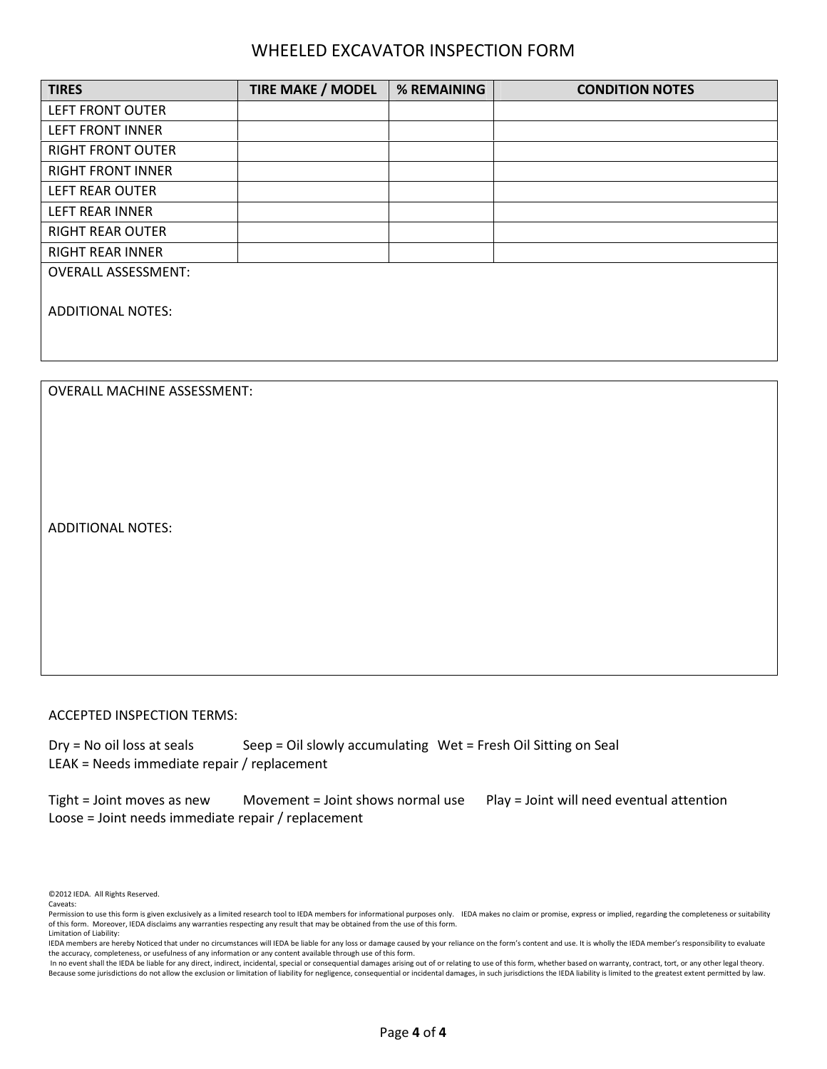# WHEELED EXCAVATOR INSPECTION FORM

| TIRES | TIRE MAKE / MODEL | % REMAINING | CONDITION NOTES |
|---|---|---|---|
| LEFT FRONT OUTER | | | |
| LEFT FRONT INNER | | | |
| RIGHT FRONT OUTER | | | |
| RIGHT FRONT INNER | | | |
| LEFT REAR OUTER | | | |
| LEFT REAR INNER | | | |
| RIGHT REAR OUTER | | | |
| RIGHT REAR INNER | | | |
| OVERALL ASSESSMENT: | | | |
| ADDITIONAL NOTES: | | | |

OVERALL MACHINE ASSESSMENT:

ADDITIONAL NOTES:

ACCEPTED INSPECTION TERMS:

Dry = No oil loss at seals    Seep = Oil slowly accumulating    Wet = Fresh Oil Sitting on Seal
LEAK = Needs immediate repair / replacement

Tight = Joint moves as new    Movement = Joint shows normal use    Play = Joint will need eventual attention
Loose = Joint needs immediate repair / replacement

©2012 IEDA. All Rights Reserved.
Caveats:
Permission to use this form is given exclusively as a limited research tool to IEDA members for informational purposes only. IEDA makes no claim or promise, express or implied, regarding the completeness or suitability of this form. Moreover, IEDA disclaims any warranties respecting any result that may be obtained from the use of this form.
Limitation of Liability:
IEDA members are hereby Noticed that under no circumstances will IEDA be liable for any loss or damage caused by your reliance on the form's content and use. It is wholly the IEDA member's responsibility to evaluate the accuracy, completeness, or usefulness of any information or any content available through use of this form.
In no event shall the IEDA be liable for any direct, indirect, incidental, special or consequential damages arising out of or relating to use of this form, whether based on warranty, contract, tort, or any other legal theory. Because some jurisdictions do not allow the exclusion or limitation of liability for negligence, consequential or incidental damages, in such jurisdictions the IEDA liability is limited to the greatest extent permitted by law.